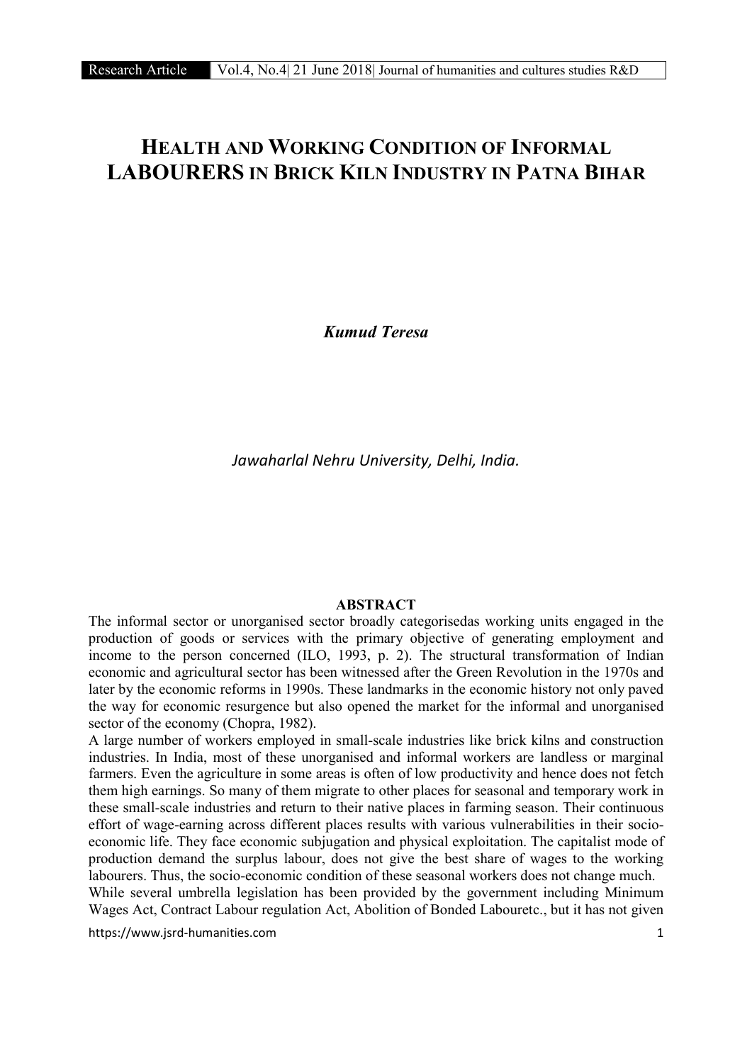# HEALTH AND WORKING CONDITION OF INFORMAL LABOURERS IN BRICK KILN INDUSTRY IN PATNA BIHAR

***Kumud Teresa***

*Jawaharlal Nehru University, Delhi, India.*

## ABSTRACT

The informal sector or unorganised sector broadly categorisedas working units engaged in the production of goods or services with the primary objective of generating employment and income to the person concerned (ILO, 1993, p. 2). The structural transformation of Indian economic and agricultural sector has been witnessed after the Green Revolution in the 1970s and later by the economic reforms in 1990s. These landmarks in the economic history not only paved the way for economic resurgence but also opened the market for the informal and unorganised sector of the economy (Chopra, 1982).

A large number of workers employed in small-scale industries like brick kilns and construction industries. In India, most of these unorganised and informal workers are landless or marginal farmers. Even the agriculture in some areas is often of low productivity and hence does not fetch them high earnings. So many of them migrate to other places for seasonal and temporary work in these small-scale industries and return to their native places in farming season. Their continuous effort of wage-earning across different places results with various vulnerabilities in their socio-economic life. They face economic subjugation and physical exploitation. The capitalist mode of production demand the surplus labour, does not give the best share of wages to the working labourers. Thus, the socio-economic condition of these seasonal workers does not change much.

While several umbrella legislation has been provided by the government including Minimum Wages Act, Contract Labour regulation Act, Abolition of Bonded Labouretc., but it has not given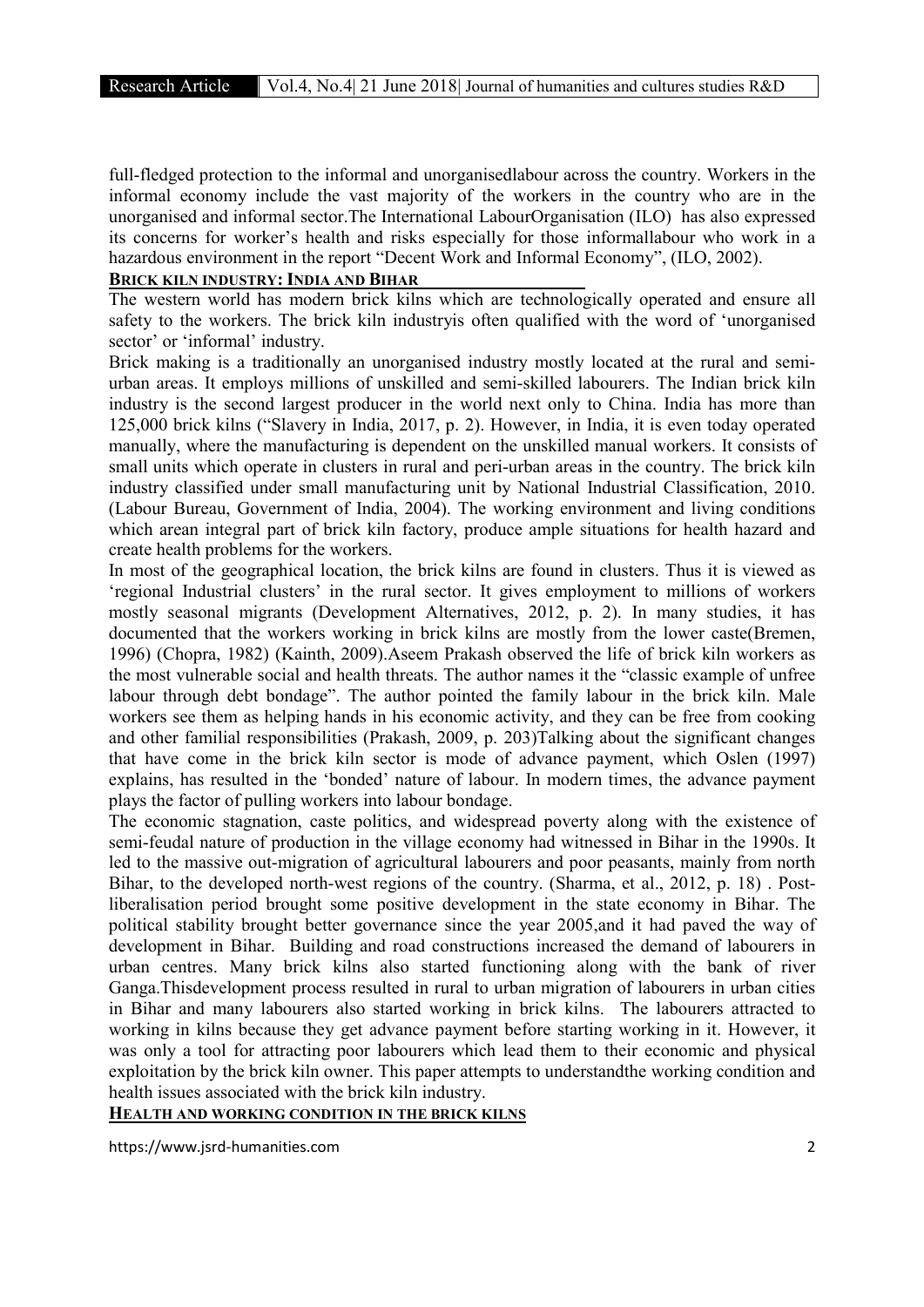full-fledged protection to the informal and unorganisedlabour across the country. Workers in the informal economy include the vast majority of the workers in the country who are in the unorganised and informal sector.The International LabourOrganisation (ILO) has also expressed its concerns for worker's health and risks especially for those informallabour who work in a hazardous environment in the report "Decent Work and Informal Economy", (ILO, 2002).

## BRICK KILN INDUSTRY: INDIA AND BIHAR

The western world has modern brick kilns which are technologically operated and ensure all safety to the workers. The brick kiln industryis often qualified with the word of 'unorganised sector' or 'informal' industry.

Brick making is a traditionally an unorganised industry mostly located at the rural and semi-urban areas. It employs millions of unskilled and semi-skilled labourers. The Indian brick kiln industry is the second largest producer in the world next only to China. India has more than 125,000 brick kilns ("Slavery in India, 2017, p. 2). However, in India, it is even today operated manually, where the manufacturing is dependent on the unskilled manual workers. It consists of small units which operate in clusters in rural and peri-urban areas in the country. The brick kiln industry classified under small manufacturing unit by National Industrial Classification, 2010. (Labour Bureau, Government of India, 2004). The working environment and living conditions which arean integral part of brick kiln factory, produce ample situations for health hazard and create health problems for the workers.

In most of the geographical location, the brick kilns are found in clusters. Thus it is viewed as 'regional Industrial clusters' in the rural sector. It gives employment to millions of workers mostly seasonal migrants (Development Alternatives, 2012, p. 2). In many studies, it has documented that the workers working in brick kilns are mostly from the lower caste(Bremen, 1996) (Chopra, 1982) (Kainth, 2009).Aseem Prakash observed the life of brick kiln workers as the most vulnerable social and health threats. The author names it the "classic example of unfree labour through debt bondage". The author pointed the family labour in the brick kiln. Male workers see them as helping hands in his economic activity, and they can be free from cooking and other familial responsibilities (Prakash, 2009, p. 203)Talking about the significant changes that have come in the brick kiln sector is mode of advance payment, which Oslen (1997) explains, has resulted in the 'bonded' nature of labour. In modern times, the advance payment plays the factor of pulling workers into labour bondage.

The economic stagnation, caste politics, and widespread poverty along with the existence of semi-feudal nature of production in the village economy had witnessed in Bihar in the 1990s. It led to the massive out-migration of agricultural labourers and poor peasants, mainly from north Bihar, to the developed north-west regions of the country. (Sharma, et al., 2012, p. 18) . Post-liberalisation period brought some positive development in the state economy in Bihar. The political stability brought better governance since the year 2005,and it had paved the way of development in Bihar. Building and road constructions increased the demand of labourers in urban centres. Many brick kilns also started functioning along with the bank of river Ganga.Thisdevelopment process resulted in rural to urban migration of labourers in urban cities in Bihar and many labourers also started working in brick kilns. The labourers attracted to working in kilns because they get advance payment before starting working in it. However, it was only a tool for attracting poor labourers which lead them to their economic and physical exploitation by the brick kiln owner. This paper attempts to understandthe working condition and health issues associated with the brick kiln industry.

## HEALTH AND WORKING CONDITION IN THE BRICK KILNS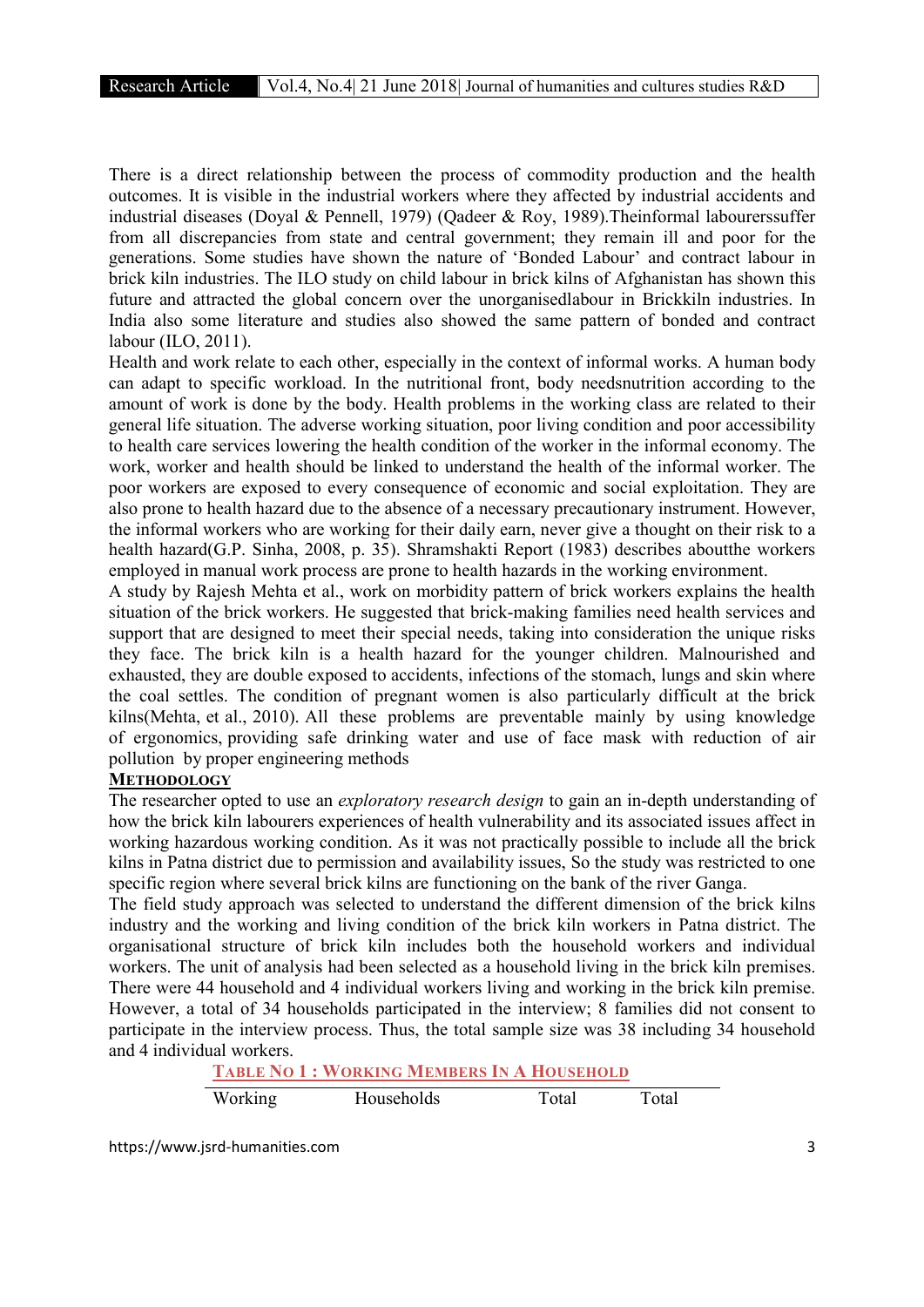There is a direct relationship between the process of commodity production and the health outcomes. It is visible in the industrial workers where they affected by industrial accidents and industrial diseases (Doyal & Pennell, 1979) (Qadeer & Roy, 1989).Theinformal labourerssuffer from all discrepancies from state and central government; they remain ill and poor for the generations. Some studies have shown the nature of 'Bonded Labour' and contract labour in brick kiln industries. The ILO study on child labour in brick kilns of Afghanistan has shown this future and attracted the global concern over the unorganisedlabour in Brickkiln industries. In India also some literature and studies also showed the same pattern of bonded and contract labour (ILO, 2011).

Health and work relate to each other, especially in the context of informal works. A human body can adapt to specific workload. In the nutritional front, body needsnutrition according to the amount of work is done by the body. Health problems in the working class are related to their general life situation. The adverse working situation, poor living condition and poor accessibility to health care services lowering the health condition of the worker in the informal economy. The work, worker and health should be linked to understand the health of the informal worker. The poor workers are exposed to every consequence of economic and social exploitation. They are also prone to health hazard due to the absence of a necessary precautionary instrument. However, the informal workers who are working for their daily earn, never give a thought on their risk to a health hazard(G.P. Sinha, 2008, p. 35). Shramshakti Report (1983) describes aboutthe workers employed in manual work process are prone to health hazards in the working environment.

A study by Rajesh Mehta et al., work on morbidity pattern of brick workers explains the health situation of the brick workers. He suggested that brick-making families need health services and support that are designed to meet their special needs, taking into consideration the unique risks they face. The brick kiln is a health hazard for the younger children. Malnourished and exhausted, they are double exposed to accidents, infections of the stomach, lungs and skin where the coal settles. The condition of pregnant women is also particularly difficult at the brick kilns(Mehta, et al., 2010). All these problems are preventable mainly by using knowledge of ergonomics, providing safe drinking water and use of face mask with reduction of air pollution by proper engineering methods

## METHODOLOGY

The researcher opted to use an *exploratory research design* to gain an in-depth understanding of how the brick kiln labourers experiences of health vulnerability and its associated issues affect in working hazardous working condition. As it was not practically possible to include all the brick kilns in Patna district due to permission and availability issues, So the study was restricted to one specific region where several brick kilns are functioning on the bank of the river Ganga.

The field study approach was selected to understand the different dimension of the brick kilns industry and the working and living condition of the brick kiln workers in Patna district. The organisational structure of brick kiln includes both the household workers and individual workers. The unit of analysis had been selected as a household living in the brick kiln premises. There were 44 household and 4 individual workers living and working in the brick kiln premise. However, a total of 34 households participated in the interview; 8 families did not consent to participate in the interview process. Thus, the total sample size was 38 including 34 household and 4 individual workers.

**TABLE NO 1 : WORKING MEMBERS IN A HOUSEHOLD**

| Working | Households | Total | Total |
|---|---|---|---|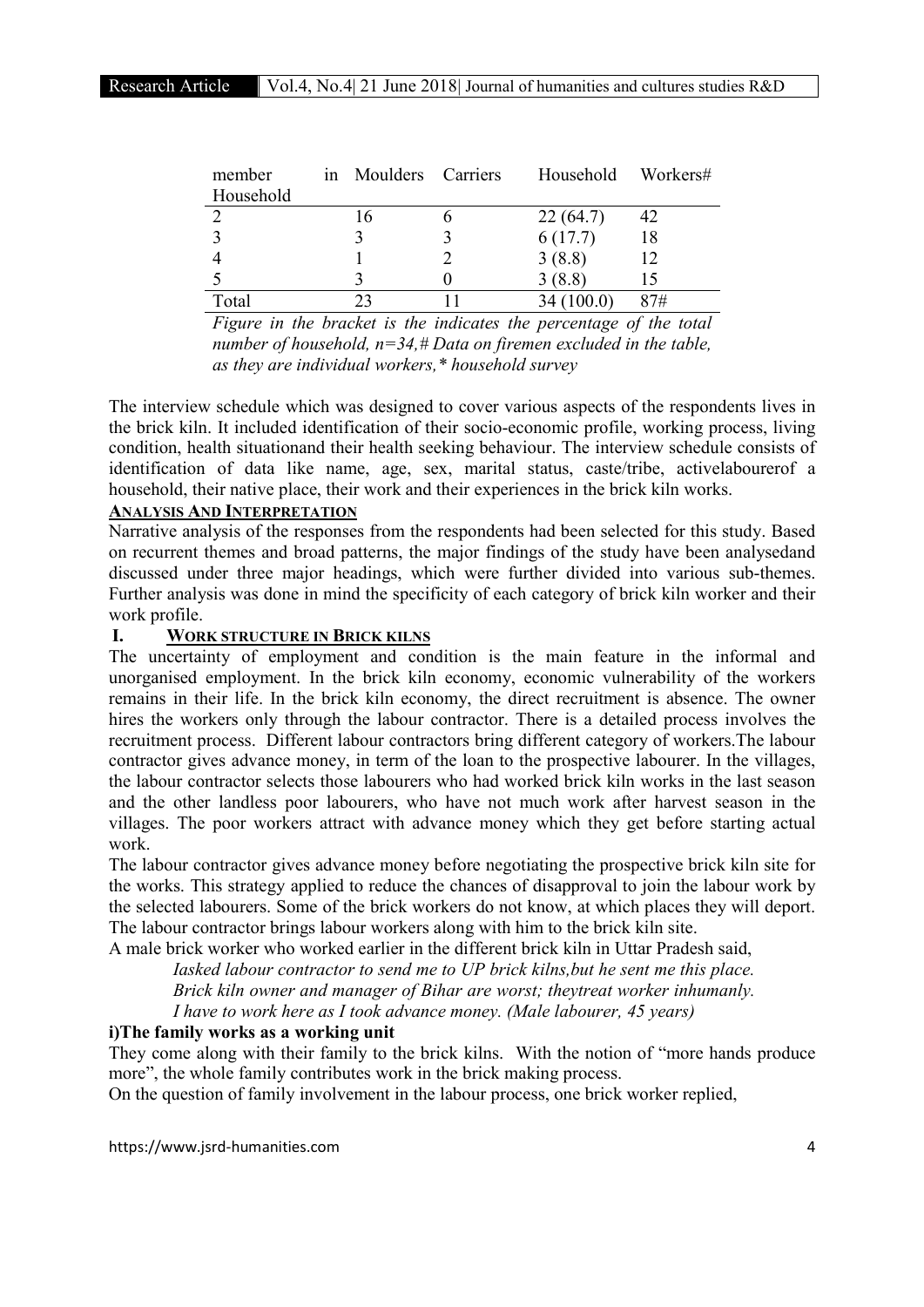| member in Household | Moulders | Carriers | Household | Workers# |
|---|---|---|---|---|
| 2 | 16 | 6 | 22 (64.7) | 42 |
| 3 | 3 | 3 | 6 (17.7) | 18 |
| 4 | 1 | 2 | 3 (8.8) | 12 |
| 5 | 3 | 0 | 3 (8.8) | 15 |
| Total | 23 | 11 | 34 (100.0) | 87# |

*Figure in the bracket is the indicates the percentage of the total number of household, n=34,# Data on firemen excluded in the table, as they are individual workers,* household survey*

The interview schedule which was designed to cover various aspects of the respondents lives in the brick kiln. It included identification of their socio-economic profile, working process, living condition, health situationand their health seeking behaviour. The interview schedule consists of identification of data like name, age, sex, marital status, caste/tribe, activelabourerof a household, their native place, their work and their experiences in the brick kiln works.

## ANALYSIS AND INTERPRETATION

Narrative analysis of the responses from the respondents had been selected for this study. Based on recurrent themes and broad patterns, the major findings of the study have been analysedand discussed under three major headings, which were further divided into various sub-themes. Further analysis was done in mind the specificity of each category of brick kiln worker and their work profile.

### I. WORK STRUCTURE IN BRICK KILNS

The uncertainty of employment and condition is the main feature in the informal and unorganised employment. In the brick kiln economy, economic vulnerability of the workers remains in their life. In the brick kiln economy, the direct recruitment is absence. The owner hires the workers only through the labour contractor. There is a detailed process involves the recruitment process. Different labour contractors bring different category of workers.The labour contractor gives advance money, in term of the loan to the prospective labourer. In the villages, the labour contractor selects those labourers who had worked brick kiln works in the last season and the other landless poor labourers, who have not much work after harvest season in the villages. The poor workers attract with advance money which they get before starting actual work.

The labour contractor gives advance money before negotiating the prospective brick kiln site for the works. This strategy applied to reduce the chances of disapproval to join the labour work by the selected labourers. Some of the brick workers do not know, at which places they will deport. The labour contractor brings labour workers along with him to the brick kiln site.

A male brick worker who worked earlier in the different brick kiln in Uttar Pradesh said,

> *Iasked labour contractor to send me to UP brick kilns,but he sent me this place.*
> *Brick kiln owner and manager of Bihar are worst; theytreat worker inhumanly.*
> *I have to work here as I took advance money. (Male labourer, 45 years)*

#### i)The family works as a working unit

They come along with their family to the brick kilns. With the notion of "more hands produce more", the whole family contributes work in the brick making process.

On the question of family involvement in the labour process, one brick worker replied,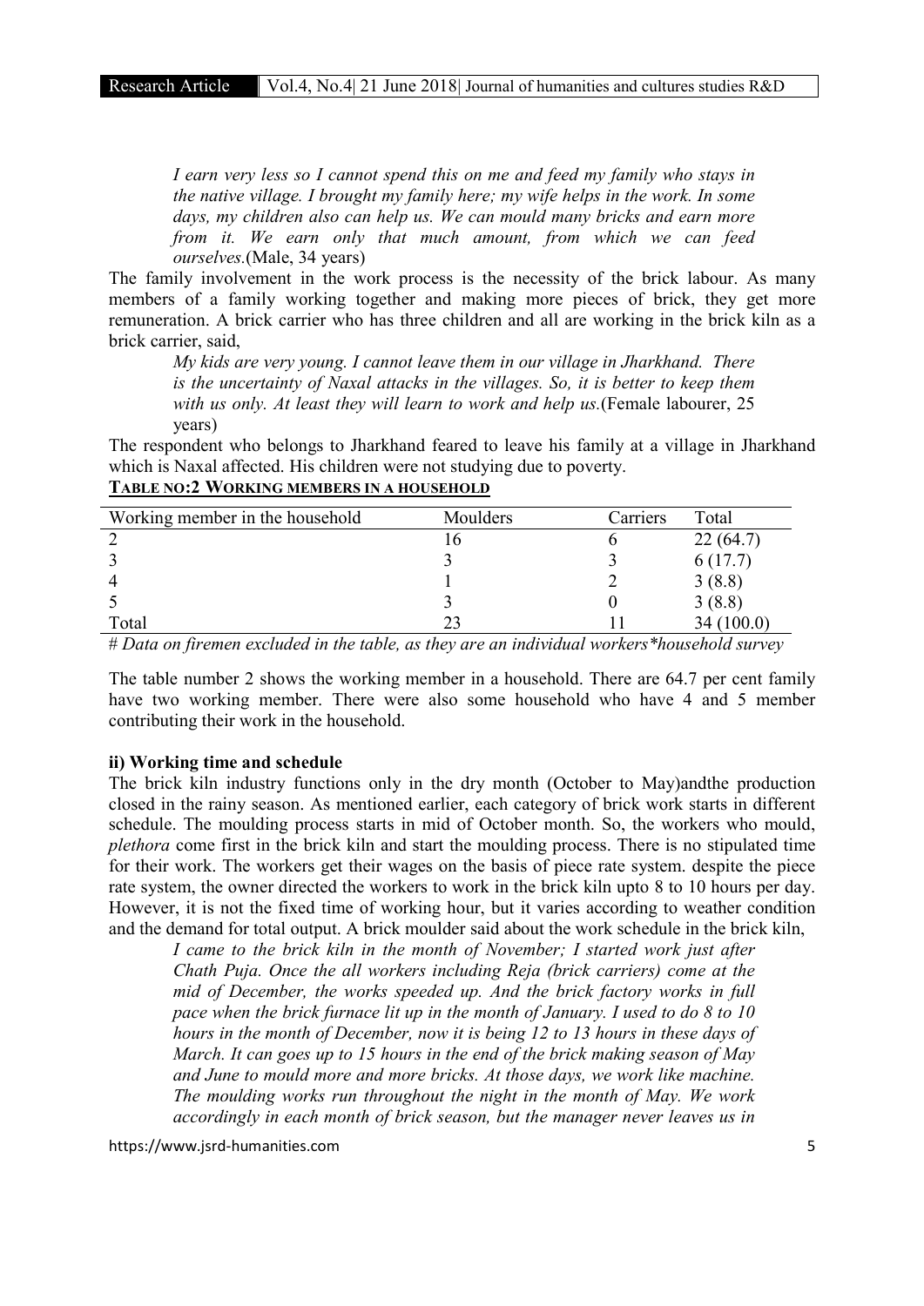*I earn very less so I cannot spend this on me and feed my family who stays in the native village. I brought my family here; my wife helps in the work. In some days, my children also can help us. We can mould many bricks and earn more from it. We earn only that much amount, from which we can feed ourselves.*(Male, 34 years)

The family involvement in the work process is the necessity of the brick labour. As many members of a family working together and making more pieces of brick, they get more remuneration. A brick carrier who has three children and all are working in the brick kiln as a brick carrier, said,

> *My kids are very young. I cannot leave them in our village in Jharkhand. There is the uncertainty of Naxal attacks in the villages. So, it is better to keep them with us only. At least they will learn to work and help us.*(Female labourer, 25 years)

The respondent who belongs to Jharkhand feared to leave his family at a village in Jharkhand which is Naxal affected. His children were not studying due to poverty.

**TABLE NO:2 WORKING MEMBERS IN A HOUSEHOLD**

| Working member in the household | Moulders | Carriers | Total |
|---|---|---|---|
| 2 | 16 | 6 | 22 (64.7) |
| 3 | 3 | 3 | 6 (17.7) |
| 4 | 1 | 2 | 3 (8.8) |
| 5 | 3 | 0 | 3 (8.8) |
| Total | 23 | 11 | 34 (100.0) |

*# Data on firemen excluded in the table, as they are an individual workers*household survey*

The table number 2 shows the working member in a household. There are 64.7 per cent family have two working member. There were also some household who have 4 and 5 member contributing their work in the household.

### ii) Working time and schedule

The brick kiln industry functions only in the dry month (October to May)andthe production closed in the rainy season. As mentioned earlier, each category of brick work starts in different schedule. The moulding process starts in mid of October month. So, the workers who mould, *plethora* come first in the brick kiln and start the moulding process. There is no stipulated time for their work. The workers get their wages on the basis of piece rate system. despite the piece rate system, the owner directed the workers to work in the brick kiln upto 8 to 10 hours per day. However, it is not the fixed time of working hour, but it varies according to weather condition and the demand for total output. A brick moulder said about the work schedule in the brick kiln,

> *I came to the brick kiln in the month of November; I started work just after Chath Puja. Once the all workers including Reja (brick carriers) come at the mid of December, the works speeded up. And the brick factory works in full pace when the brick furnace lit up in the month of January. I used to do 8 to 10 hours in the month of December, now it is being 12 to 13 hours in these days of March. It can goes up to 15 hours in the end of the brick making season of May and June to mould more and more bricks. At those days, we work like machine. The moulding works run throughout the night in the month of May. We work accordingly in each month of brick season, but the manager never leaves us in*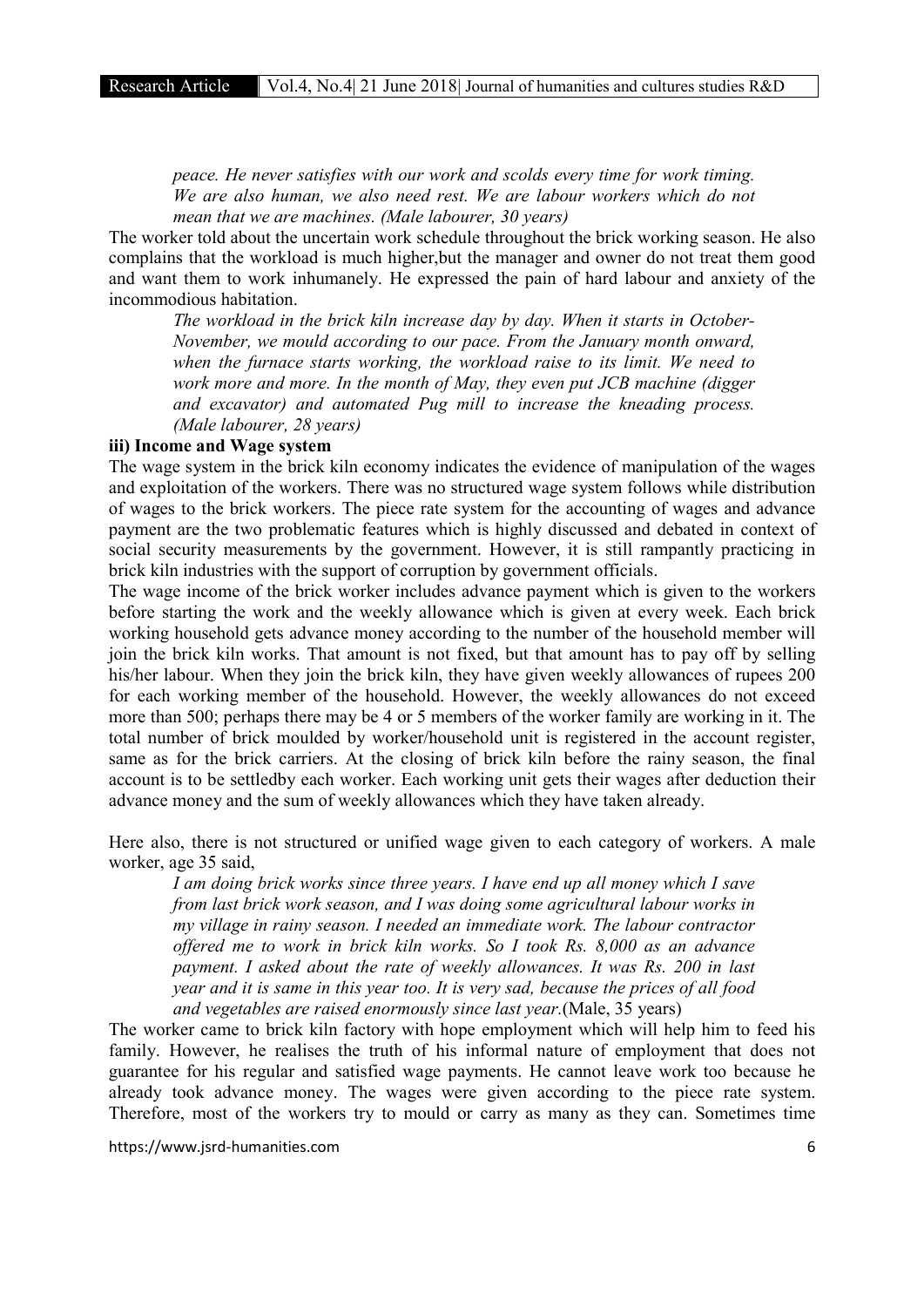*peace. He never satisfies with our work and scolds every time for work timing. We are also human, we also need rest. We are labour workers which do not mean that we are machines. (Male labourer, 30 years)*

The worker told about the uncertain work schedule throughout the brick working season. He also complains that the workload is much higher,but the manager and owner do not treat them good and want them to work inhumanely. He expressed the pain of hard labour and anxiety of the incommodious habitation.

> *The workload in the brick kiln increase day by day. When it starts in October-November, we mould according to our pace. From the January month onward, when the furnace starts working, the workload raise to its limit. We need to work more and more. In the month of May, they even put JCB machine (digger and excavator) and automated Pug mill to increase the kneading process. (Male labourer, 28 years)*

### iii) Income and Wage system

The wage system in the brick kiln economy indicates the evidence of manipulation of the wages and exploitation of the workers. There was no structured wage system follows while distribution of wages to the brick workers. The piece rate system for the accounting of wages and advance payment are the two problematic features which is highly discussed and debated in context of social security measurements by the government. However, it is still rampantly practicing in brick kiln industries with the support of corruption by government officials.

The wage income of the brick worker includes advance payment which is given to the workers before starting the work and the weekly allowance which is given at every week. Each brick working household gets advance money according to the number of the household member will join the brick kiln works. That amount is not fixed, but that amount has to pay off by selling his/her labour. When they join the brick kiln, they have given weekly allowances of rupees 200 for each working member of the household. However, the weekly allowances do not exceed more than 500; perhaps there may be 4 or 5 members of the worker family are working in it. The total number of brick moulded by worker/household unit is registered in the account register, same as for the brick carriers. At the closing of brick kiln before the rainy season, the final account is to be settledby each worker. Each working unit gets their wages after deduction their advance money and the sum of weekly allowances which they have taken already.

Here also, there is not structured or unified wage given to each category of workers. A male worker, age 35 said,

> *I am doing brick works since three years. I have end up all money which I save from last brick work season, and I was doing some agricultural labour works in my village in rainy season. I needed an immediate work. The labour contractor offered me to work in brick kiln works. So I took Rs. 8,000 as an advance payment. I asked about the rate of weekly allowances. It was Rs. 200 in last year and it is same in this year too. It is very sad, because the prices of all food and vegetables are raised enormously since last year.*(Male, 35 years)

The worker came to brick kiln factory with hope employment which will help him to feed his family. However, he realises the truth of his informal nature of employment that does not guarantee for his regular and satisfied wage payments. He cannot leave work too because he already took advance money. The wages were given according to the piece rate system. Therefore, most of the workers try to mould or carry as many as they can. Sometimes time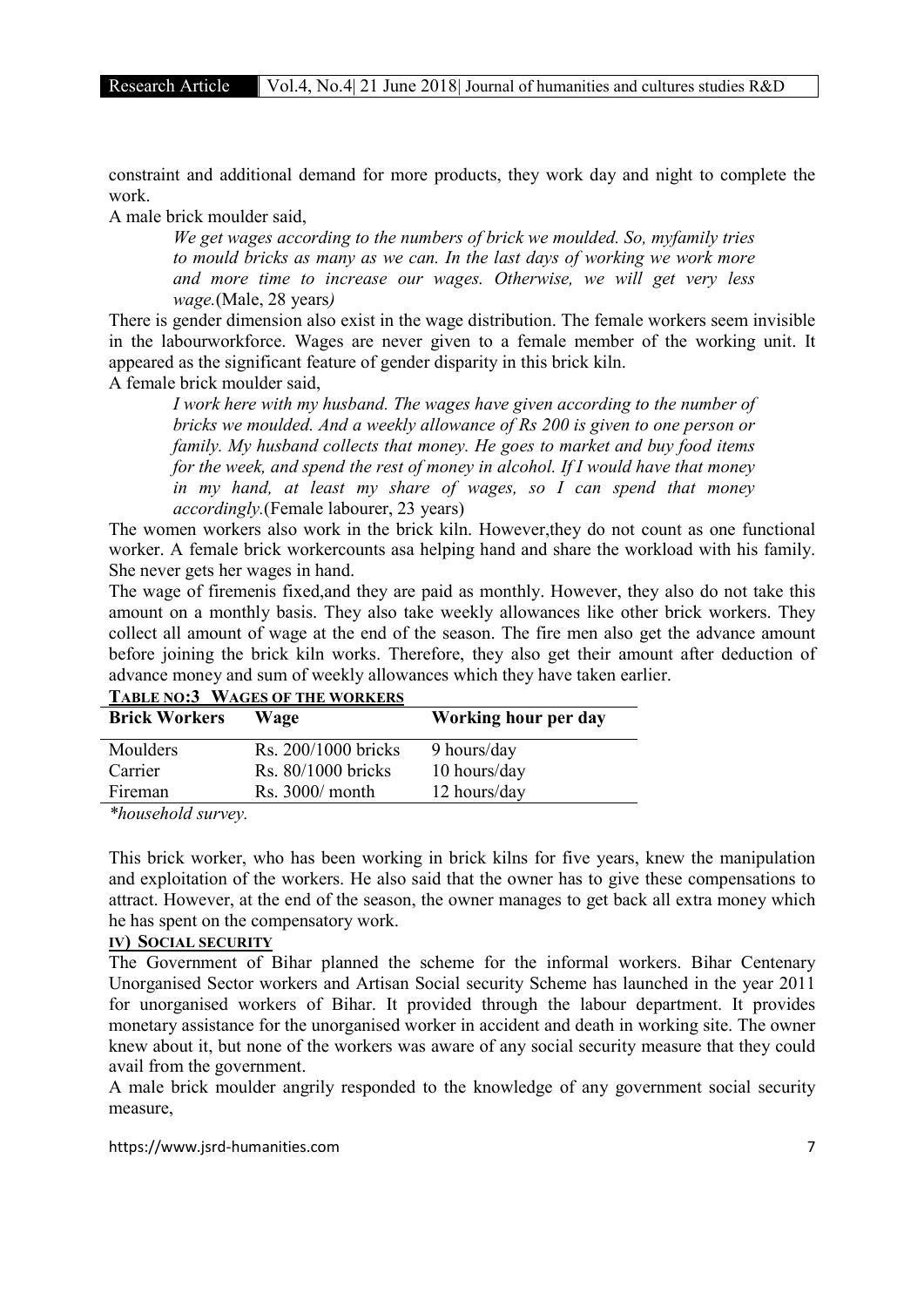constraint and additional demand for more products, they work day and night to complete the work.

A male brick moulder said,

> *We get wages according to the numbers of brick we moulded. So, myfamily tries to mould bricks as many as we can. In the last days of working we work more and more time to increase our wages. Otherwise, we will get very less wage.*(Male, 28 years*)*

There is gender dimension also exist in the wage distribution. The female workers seem invisible in the labourworkforce. Wages are never given to a female member of the working unit. It appeared as the significant feature of gender disparity in this brick kiln.

A female brick moulder said,

> *I work here with my husband. The wages have given according to the number of bricks we moulded. And a weekly allowance of Rs 200 is given to one person or family. My husband collects that money. He goes to market and buy food items for the week, and spend the rest of money in alcohol. If I would have that money in my hand, at least my share of wages, so I can spend that money accordingly.*(Female labourer, 23 years)

The women workers also work in the brick kiln. However,they do not count as one functional worker. A female brick workercounts asa helping hand and share the workload with his family. She never gets her wages in hand.

The wage of firemenis fixed,and they are paid as monthly. However, they also do not take this amount on a monthly basis. They also take weekly allowances like other brick workers. They collect all amount of wage at the end of the season. The fire men also get the advance amount before joining the brick kiln works. Therefore, they also get their amount after deduction of advance money and sum of weekly allowances which they have taken earlier.

**TABLE NO:3 WAGES OF THE WORKERS**

| Brick Workers | Wage | Working hour per day |
|---|---|---|
| Moulders | Rs. 200/1000 bricks | 9 hours/day |
| Carrier | Rs. 80/1000 bricks | 10 hours/day |
| Fireman | Rs. 3000/ month | 12 hours/day |

*\*household survey.*

This brick worker, who has been working in brick kilns for five years, knew the manipulation and exploitation of the workers. He also said that the owner has to give these compensations to attract. However, at the end of the season, the owner manages to get back all extra money which he has spent on the compensatory work.

### IV) SOCIAL SECURITY

The Government of Bihar planned the scheme for the informal workers. Bihar Centenary Unorganised Sector workers and Artisan Social security Scheme has launched in the year 2011 for unorganised workers of Bihar. It provided through the labour department. It provides monetary assistance for the unorganised worker in accident and death in working site. The owner knew about it, but none of the workers was aware of any social security measure that they could avail from the government.

A male brick moulder angrily responded to the knowledge of any government social security measure,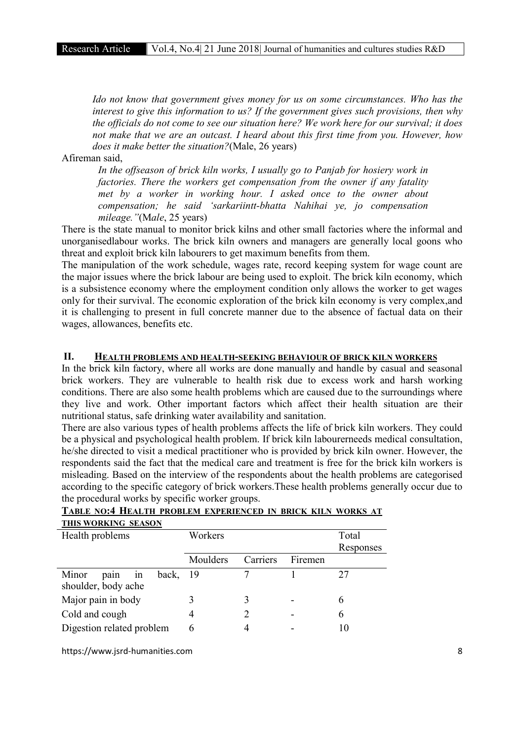*Ido not know that government gives money for us on some circumstances. Who has the interest to give this information to us? If the government gives such provisions, then why the officials do not come to see our situation here? We work here for our survival; it does not make that we are an outcast. I heard about this first time from you. However, how does it make better the situation?*(Male, 26 years)

Afireman said,

*In the offseason of brick kiln works, I usually go to Panjab for hosiery work in factories. There the workers get compensation from the owner if any fatality met by a worker in working hour. I asked once to the owner about compensation; he said 'sarkariintt-bhatta Nahihai ye, jo compensation mileage."*(M*ale*, 25 years)

There is the state manual to monitor brick kilns and other small factories where the informal and unorganisedlabour works. The brick kiln owners and managers are generally local goons who threat and exploit brick kiln labourers to get maximum benefits from them.

The manipulation of the work schedule, wages rate, record keeping system for wage count are the major issues where the brick labour are being used to exploit. The brick kiln economy, which is a subsistence economy where the employment condition only allows the worker to get wages only for their survival. The economic exploration of the brick kiln economy is very complex,and it is challenging to present in full concrete manner due to the absence of factual data on their wages, allowances, benefits etc.

## II. HEALTH PROBLEMS AND HEALTH-SEEKING BEHAVIOUR OF BRICK KILN WORKERS

In the brick kiln factory, where all works are done manually and handle by casual and seasonal brick workers. They are vulnerable to health risk due to excess work and harsh working conditions. There are also some health problems which are caused due to the surroundings where they live and work. Other important factors which affect their health situation are their nutritional status, safe drinking water availability and sanitation.

There are also various types of health problems affects the life of brick kiln workers. They could be a physical and psychological health problem. If brick kiln labourerneeds medical consultation, he/she directed to visit a medical practitioner who is provided by brick kiln owner. However, the respondents said the fact that the medical care and treatment is free for the brick kiln workers is misleading. Based on the interview of the respondents about the health problems are categorised according to the specific category of brick workers.These health problems generally occur due to the procedural works by specific worker groups.

**TABLE NO:4 HEALTH PROBLEM EXPERIENCED IN BRICK KILN WORKS AT THIS WORKING SEASON**

| Health problems | Workers | | | Total Responses |
|---|---|---|---|---|
| | Moulders | Carriers | Firemen | |
| Minor pain in back, shoulder, body ache | 19 | 7 | 1 | 27 |
| Major pain in body | 3 | 3 | - | 6 |
| Cold and cough | 4 | 2 | - | 6 |
| Digestion related problem | 6 | 4 | - | 10 |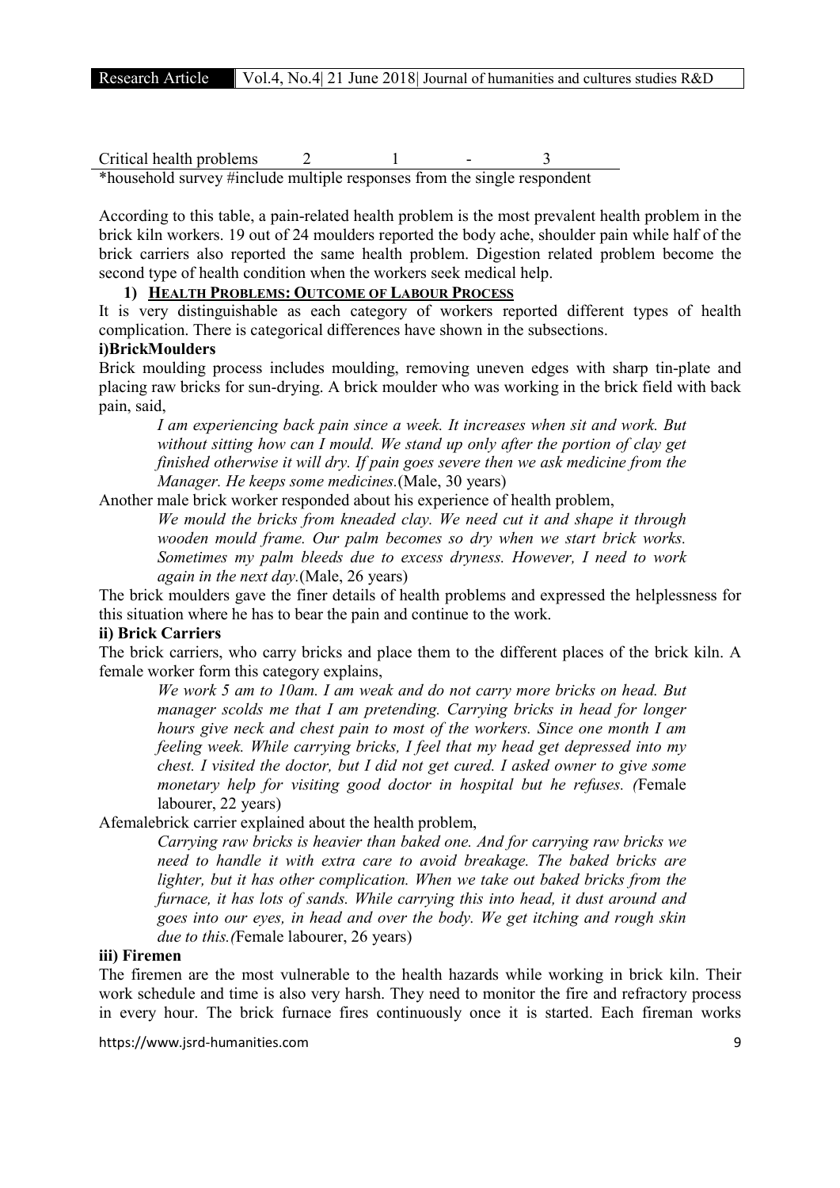| Critical health problems | 2 | 1 | - | 3 |
|---|---|---|---|---|

*household survey #include multiple responses from the single respondent

According to this table, a pain-related health problem is the most prevalent health problem in the brick kiln workers. 19 out of 24 moulders reported the body ache, shoulder pain while half of the brick carriers also reported the same health problem. Digestion related problem become the second type of health condition when the workers seek medical help.

### 1) Health Problems: Outcome of Labour Process

It is very distinguishable as each category of workers reported different types of health complication. There is categorical differences have shown in the subsections.

#### i)BrickMoulders

Brick moulding process includes moulding, removing uneven edges with sharp tin-plate and placing raw bricks for sun-drying. A brick moulder who was working in the brick field with back pain, said,

> *I am experiencing back pain since a week. It increases when sit and work. But without sitting how can I mould. We stand up only after the portion of clay get finished otherwise it will dry. If pain goes severe then we ask medicine from the Manager. He keeps some medicines.*(Male, 30 years)

Another male brick worker responded about his experience of health problem,

> *We mould the bricks from kneaded clay. We need cut it and shape it through wooden mould frame. Our palm becomes so dry when we start brick works. Sometimes my palm bleeds due to excess dryness. However, I need to work again in the next day.*(Male, 26 years)

The brick moulders gave the finer details of health problems and expressed the helplessness for this situation where he has to bear the pain and continue to the work.

#### ii) Brick Carriers

The brick carriers, who carry bricks and place them to the different places of the brick kiln. A female worker form this category explains,

> *We work 5 am to 10am. I am weak and do not carry more bricks on head. But manager scolds me that I am pretending. Carrying bricks in head for longer hours give neck and chest pain to most of the workers. Since one month I am feeling week. While carrying bricks, I feel that my head get depressed into my chest. I visited the doctor, but I did not get cured. I asked owner to give some monetary help for visiting good doctor in hospital but he refuses. (*Female labourer, 22 years)

Afemalebrick carrier explained about the health problem,

> *Carrying raw bricks is heavier than baked one. And for carrying raw bricks we need to handle it with extra care to avoid breakage. The baked bricks are lighter, but it has other complication. When we take out baked bricks from the furnace, it has lots of sands. While carrying this into head, it dust around and goes into our eyes, in head and over the body. We get itching and rough skin due to this.(*Female labourer, 26 years)

#### iii) Firemen

The firemen are the most vulnerable to the health hazards while working in brick kiln. Their work schedule and time is also very harsh. They need to monitor the fire and refractory process in every hour. The brick furnace fires continuously once it is started. Each fireman works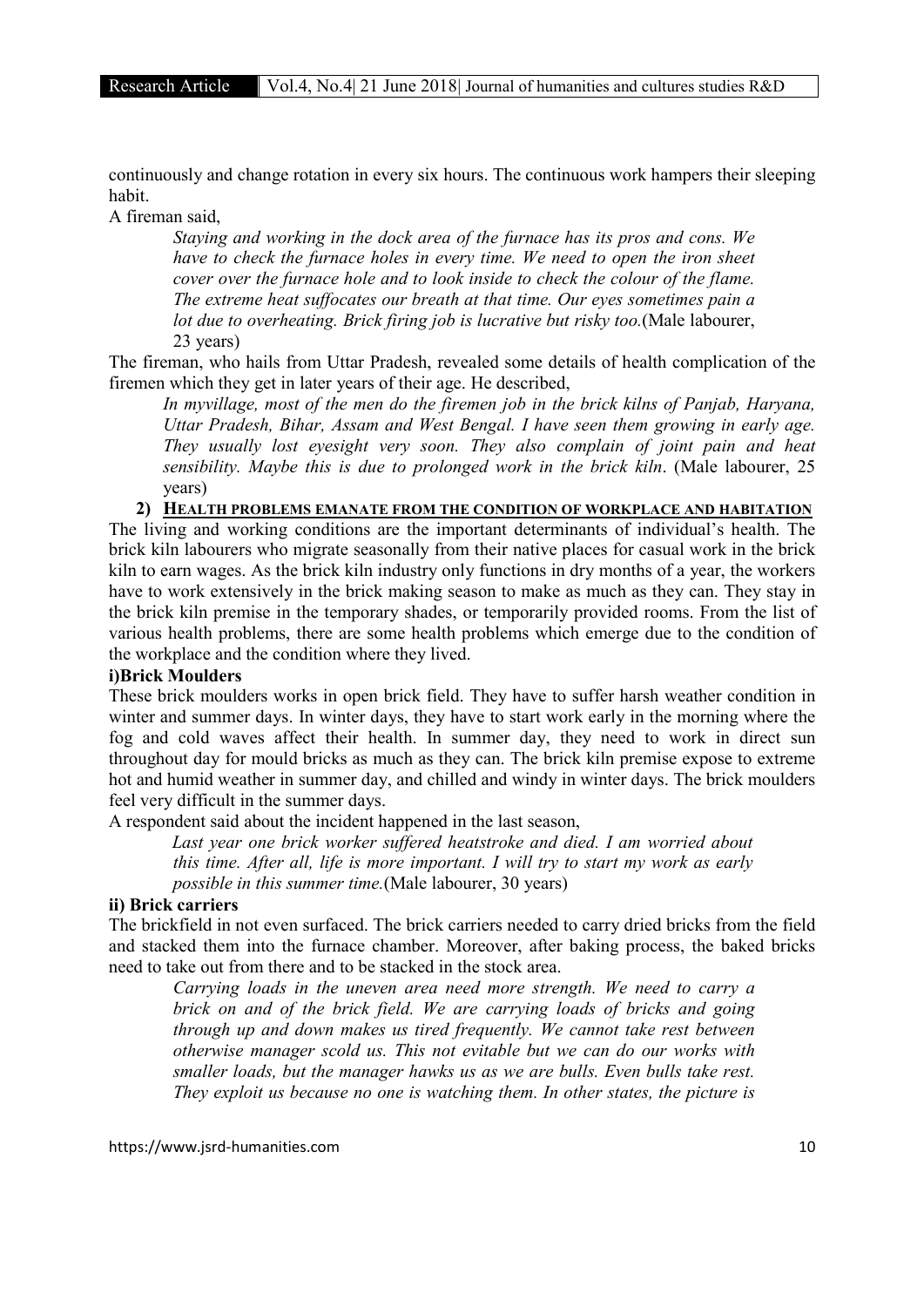continuously and change rotation in every six hours. The continuous work hampers their sleeping habit.

A fireman said,

> *Staying and working in the dock area of the furnace has its pros and cons. We have to check the furnace holes in every time. We need to open the iron sheet cover over the furnace hole and to look inside to check the colour of the flame. The extreme heat suffocates our breath at that time. Our eyes sometimes pain a lot due to overheating. Brick firing job is lucrative but risky too.*(Male labourer, 23 years)

The fireman, who hails from Uttar Pradesh, revealed some details of health complication of the firemen which they get in later years of their age. He described,

> *In myvillage, most of the men do the firemen job in the brick kilns of Panjab, Haryana, Uttar Pradesh, Bihar, Assam and West Bengal. I have seen them growing in early age. They usually lost eyesight very soon. They also complain of joint pain and heat sensibility. Maybe this is due to prolonged work in the brick kiln*. (Male labourer, 25 years)

### 2) HEALTH PROBLEMS EMANATE FROM THE CONDITION OF WORKPLACE AND HABITATION

The living and working conditions are the important determinants of individual's health. The brick kiln labourers who migrate seasonally from their native places for casual work in the brick kiln to earn wages. As the brick kiln industry only functions in dry months of a year, the workers have to work extensively in the brick making season to make as much as they can. They stay in the brick kiln premise in the temporary shades, or temporarily provided rooms. From the list of various health problems, there are some health problems which emerge due to the condition of the workplace and the condition where they lived.

#### i)Brick Moulders

These brick moulders works in open brick field. They have to suffer harsh weather condition in winter and summer days. In winter days, they have to start work early in the morning where the fog and cold waves affect their health. In summer day, they need to work in direct sun throughout day for mould bricks as much as they can. The brick kiln premise expose to extreme hot and humid weather in summer day, and chilled and windy in winter days. The brick moulders feel very difficult in the summer days.

A respondent said about the incident happened in the last season,

> *Last year one brick worker suffered heatstroke and died. I am worried about this time. After all, life is more important. I will try to start my work as early possible in this summer time.*(Male labourer, 30 years)

#### ii) Brick carriers

The brickfield in not even surfaced. The brick carriers needed to carry dried bricks from the field and stacked them into the furnace chamber. Moreover, after baking process, the baked bricks need to take out from there and to be stacked in the stock area.

> *Carrying loads in the uneven area need more strength. We need to carry a brick on and of the brick field. We are carrying loads of bricks and going through up and down makes us tired frequently. We cannot take rest between otherwise manager scold us. This not evitable but we can do our works with smaller loads, but the manager hawks us as we are bulls. Even bulls take rest. They exploit us because no one is watching them. In other states, the picture is*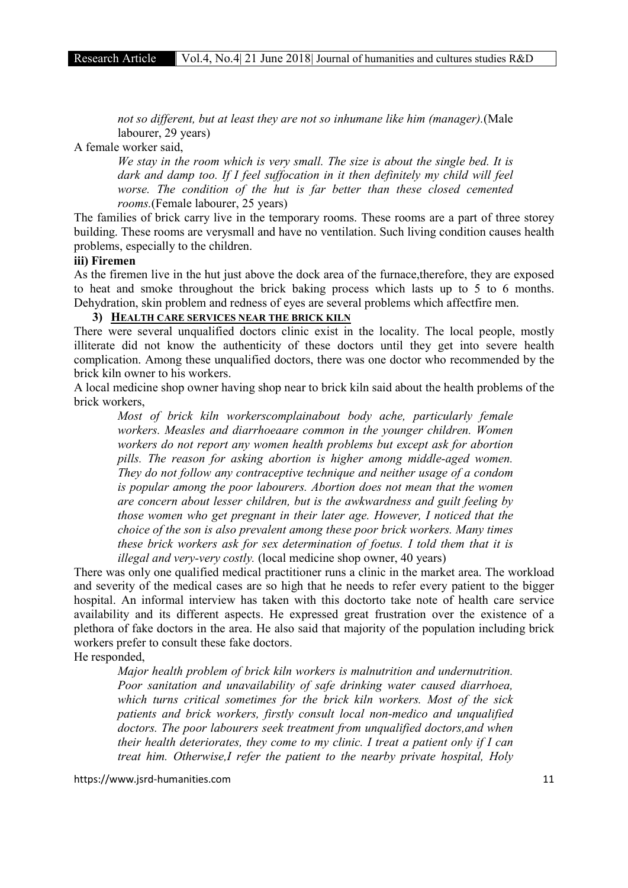*not so different, but at least they are not so inhumane like him (manager).*(Male labourer, 29 years)

A female worker said,

> *We stay in the room which is very small. The size is about the single bed. It is dark and damp too. If I feel suffocation in it then definitely my child will feel worse. The condition of the hut is far better than these closed cemented rooms.*(Female labourer, 25 years)

The families of brick carry live in the temporary rooms. These rooms are a part of three storey building. These rooms are verysmall and have no ventilation. Such living condition causes health problems, especially to the children.

**iii) Firemen**

As the firemen live in the hut just above the dock area of the furnace,therefore, they are exposed to heat and smoke throughout the brick baking process which lasts up to 5 to 6 months. Dehydration, skin problem and redness of eyes are several problems which affectfire men.

### 3) HEALTH CARE SERVICES NEAR THE BRICK KILN

There were several unqualified doctors clinic exist in the locality. The local people, mostly illiterate did not know the authenticity of these doctors until they get into severe health complication. Among these unqualified doctors, there was one doctor who recommended by the brick kiln owner to his workers.

A local medicine shop owner having shop near to brick kiln said about the health problems of the brick workers,

> *Most of brick kiln workerscomplainabout body ache, particularly female workers. Measles and diarrhoeaare common in the younger children. Women workers do not report any women health problems but except ask for abortion pills. The reason for asking abortion is higher among middle-aged women. They do not follow any contraceptive technique and neither usage of a condom is popular among the poor labourers. Abortion does not mean that the women are concern about lesser children, but is the awkwardness and guilt feeling by those women who get pregnant in their later age. However, I noticed that the choice of the son is also prevalent among these poor brick workers. Many times these brick workers ask for sex determination of foetus. I told them that it is illegal and very-very costly.* (local medicine shop owner, 40 years)

There was only one qualified medical practitioner runs a clinic in the market area. The workload and severity of the medical cases are so high that he needs to refer every patient to the bigger hospital. An informal interview has taken with this doctorto take note of health care service availability and its different aspects. He expressed great frustration over the existence of a plethora of fake doctors in the area. He also said that majority of the population including brick workers prefer to consult these fake doctors.

He responded,

> *Major health problem of brick kiln workers is malnutrition and undernutrition. Poor sanitation and unavailability of safe drinking water caused diarrhoea, which turns critical sometimes for the brick kiln workers. Most of the sick patients and brick workers, firstly consult local non-medico and unqualified doctors. The poor labourers seek treatment from unqualified doctors,and when their health deteriorates, they come to my clinic. I treat a patient only if I can treat him. Otherwise,I refer the patient to the nearby private hospital, Holy*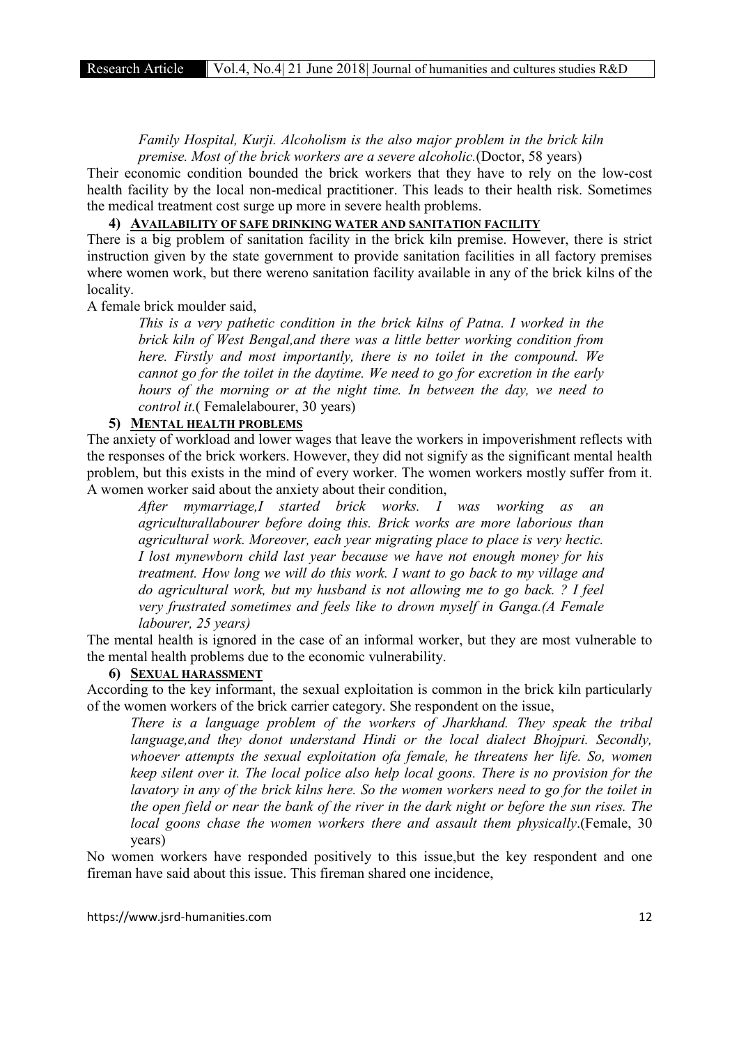*Family Hospital, Kurji. Alcoholism is the also major problem in the brick kiln premise. Most of the brick workers are a severe alcoholic.*(Doctor, 58 years)

Their economic condition bounded the brick workers that they have to rely on the low-cost health facility by the local non-medical practitioner. This leads to their health risk. Sometimes the medical treatment cost surge up more in severe health problems.

#### 4) AVAILABILITY OF SAFE DRINKING WATER AND SANITATION FACILITY

There is a big problem of sanitation facility in the brick kiln premise. However, there is strict instruction given by the state government to provide sanitation facilities in all factory premises where women work, but there wereno sanitation facility available in any of the brick kilns of the locality.

A female brick moulder said,

> *This is a very pathetic condition in the brick kilns of Patna. I worked in the brick kiln of West Bengal,and there was a little better working condition from here. Firstly and most importantly, there is no toilet in the compound. We cannot go for the toilet in the daytime. We need to go for excretion in the early hours of the morning or at the night time. In between the day, we need to control it.*( Femalelabourer, 30 years)

#### 5) MENTAL HEALTH PROBLEMS

The anxiety of workload and lower wages that leave the workers in impoverishment reflects with the responses of the brick workers. However, they did not signify as the significant mental health problem, but this exists in the mind of every worker. The women workers mostly suffer from it. A women worker said about the anxiety about their condition,

> *After mymarriage,I started brick works. I was working as an agriculturallabourer before doing this. Brick works are more laborious than agricultural work. Moreover, each year migrating place to place is very hectic. I lost mynewborn child last year because we have not enough money for his treatment. How long we will do this work. I want to go back to my village and do agricultural work, but my husband is not allowing me to go back. ? I feel very frustrated sometimes and feels like to drown myself in Ganga.(A Female labourer, 25 years)*

The mental health is ignored in the case of an informal worker, but they are most vulnerable to the mental health problems due to the economic vulnerability.

#### 6) SEXUAL HARASSMENT

According to the key informant, the sexual exploitation is common in the brick kiln particularly of the women workers of the brick carrier category. She respondent on the issue,

> *There is a language problem of the workers of Jharkhand. They speak the tribal language,and they donot understand Hindi or the local dialect Bhojpuri. Secondly, whoever attempts the sexual exploitation ofa female, he threatens her life. So, women keep silent over it. The local police also help local goons. There is no provision for the lavatory in any of the brick kilns here. So the women workers need to go for the toilet in the open field or near the bank of the river in the dark night or before the sun rises. The local goons chase the women workers there and assault them physically*.(Female, 30 years)

No women workers have responded positively to this issue,but the key respondent and one fireman have said about this issue. This fireman shared one incidence,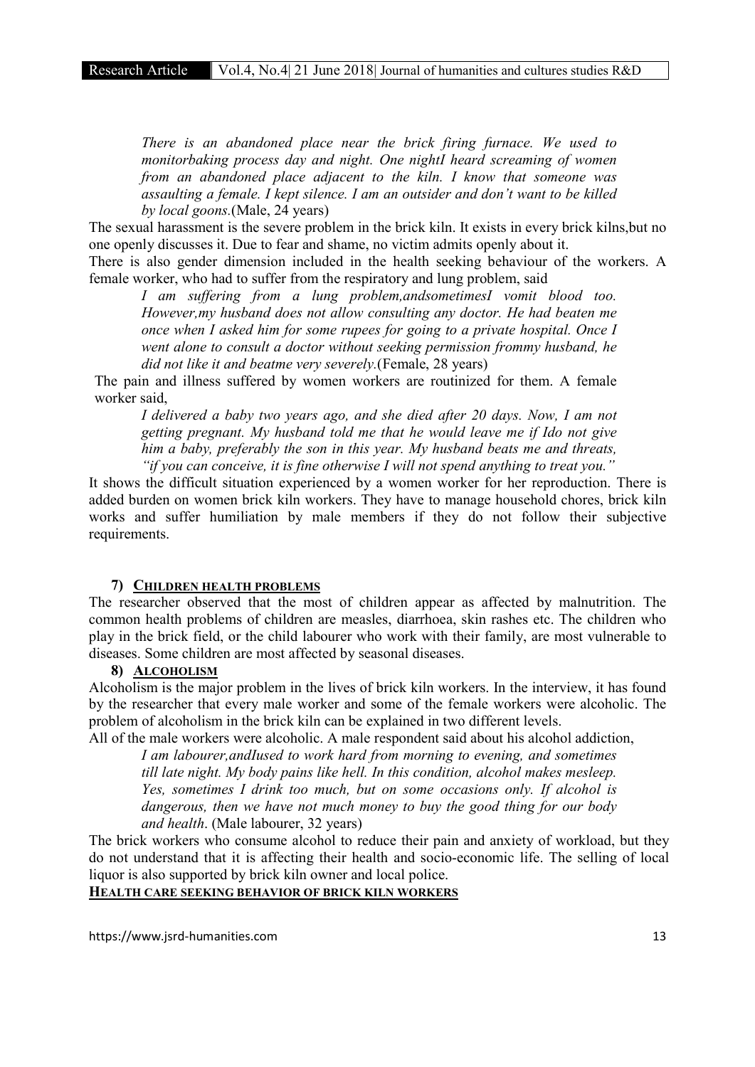> *There is an abandoned place near the brick firing furnace. We used to monitorbaking process day and night. One nightI heard screaming of women from an abandoned place adjacent to the kiln. I know that someone was assaulting a female. I kept silence. I am an outsider and don't want to be killed by local goons.*(Male, 24 years)

The sexual harassment is the severe problem in the brick kiln. It exists in every brick kilns,but no one openly discusses it. Due to fear and shame, no victim admits openly about it.

There is also gender dimension included in the health seeking behaviour of the workers. A female worker, who had to suffer from the respiratory and lung problem, said

> *I am suffering from a lung problem,andsometimesI vomit blood too. However,my husband does not allow consulting any doctor. He had beaten me once when I asked him for some rupees for going to a private hospital. Once I went alone to consult a doctor without seeking permission frommy husband, he did not like it and beatme very severely.*(Female, 28 years)

The pain and illness suffered by women workers are routinized for them. A female worker said,

> *I delivered a baby two years ago, and she died after 20 days. Now, I am not getting pregnant. My husband told me that he would leave me if Ido not give him a baby, preferably the son in this year. My husband beats me and threats, "if you can conceive, it is fine otherwise I will not spend anything to treat you."*

It shows the difficult situation experienced by a women worker for her reproduction. There is added burden on women brick kiln workers. They have to manage household chores, brick kiln works and suffer humiliation by male members if they do not follow their subjective requirements.

### 7) CHILDREN HEALTH PROBLEMS

The researcher observed that the most of children appear as affected by malnutrition. The common health problems of children are measles, diarrhoea, skin rashes etc. The children who play in the brick field, or the child labourer who work with their family, are most vulnerable to diseases. Some children are most affected by seasonal diseases.

### 8) ALCOHOLISM

Alcoholism is the major problem in the lives of brick kiln workers. In the interview, it has found by the researcher that every male worker and some of the female workers were alcoholic. The problem of alcoholism in the brick kiln can be explained in two different levels.

All of the male workers were alcoholic. A male respondent said about his alcohol addiction,

> *I am labourer,andIused to work hard from morning to evening, and sometimes till late night. My body pains like hell. In this condition, alcohol makes mesleep. Yes, sometimes I drink too much, but on some occasions only. If alcohol is dangerous, then we have not much money to buy the good thing for our body and health*. (Male labourer, 32 years)

The brick workers who consume alcohol to reduce their pain and anxiety of workload, but they do not understand that it is affecting their health and socio-economic life. The selling of local liquor is also supported by brick kiln owner and local police.

## HEALTH CARE SEEKING BEHAVIOR OF BRICK KILN WORKERS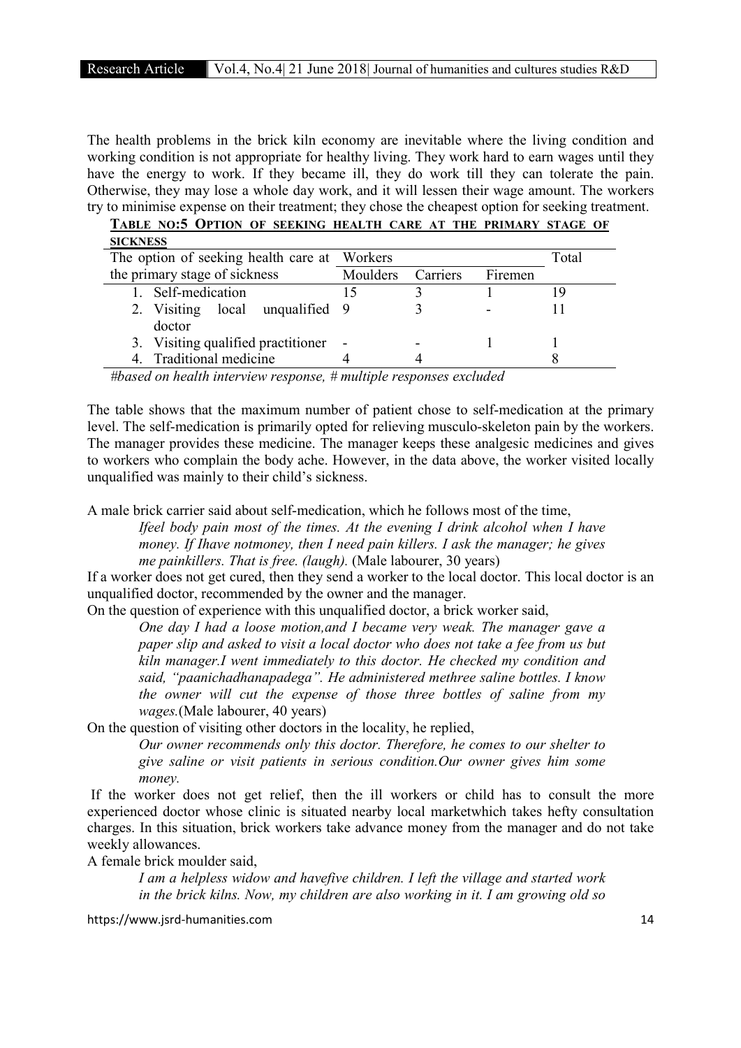The health problems in the brick kiln economy are inevitable where the living condition and working condition is not appropriate for healthy living. They work hard to earn wages until they have the energy to work. If they became ill, they do work till they can tolerate the pain. Otherwise, they may lose a whole day work, and it will lessen their wage amount. The workers try to minimise expense on their treatment; they chose the cheapest option for seeking treatment.

**TABLE NO:5 OPTION OF SEEKING HEALTH CARE AT THE PRIMARY STAGE OF SICKNESS**

| The option of seeking health care at the primary stage of sickness | Workers | | | Total |
|---|---|---|---|---|
| | Moulders | Carriers | Firemen | |
| 1. Self-medication | 15 | 3 | 1 | 19 |
| 2. Visiting local unqualified doctor | 9 | 3 | - | 11 |
| 3. Visiting qualified practitioner | - | - | 1 | 1 |
| 4. Traditional medicine | 4 | 4 | | 8 |

*#based on health interview response, # multiple responses excluded*

The table shows that the maximum number of patient chose to self-medication at the primary level. The self-medication is primarily opted for relieving musculo-skeleton pain by the workers. The manager provides these medicine. The manager keeps these analgesic medicines and gives to workers who complain the body ache. However, in the data above, the worker visited locally unqualified was mainly to their child's sickness.

A male brick carrier said about self-medication, which he follows most of the time,

> *Ifeel body pain most of the times. At the evening I drink alcohol when I have money. If Ihave notmoney, then I need pain killers. I ask the manager; he gives me painkillers. That is free. (laugh).* (Male labourer, 30 years)

If a worker does not get cured, then they send a worker to the local doctor. This local doctor is an unqualified doctor, recommended by the owner and the manager.

On the question of experience with this unqualified doctor, a brick worker said,

> *One day I had a loose motion,and I became very weak. The manager gave a paper slip and asked to visit a local doctor who does not take a fee from us but kiln manager.I went immediately to this doctor. He checked my condition and said, "paanichadhanapadega". He administered methree saline bottles. I know the owner will cut the expense of those three bottles of saline from my wages.*(Male labourer, 40 years)

On the question of visiting other doctors in the locality, he replied,

> *Our owner recommends only this doctor. Therefore, he comes to our shelter to give saline or visit patients in serious condition.Our owner gives him some money.*

If the worker does not get relief, then the ill workers or child has to consult the more experienced doctor whose clinic is situated nearby local marketwhich takes hefty consultation charges. In this situation, brick workers take advance money from the manager and do not take weekly allowances.

A female brick moulder said,

> *I am a helpless widow and havefive children. I left the village and started work in the brick kilns. Now, my children are also working in it. I am growing old so*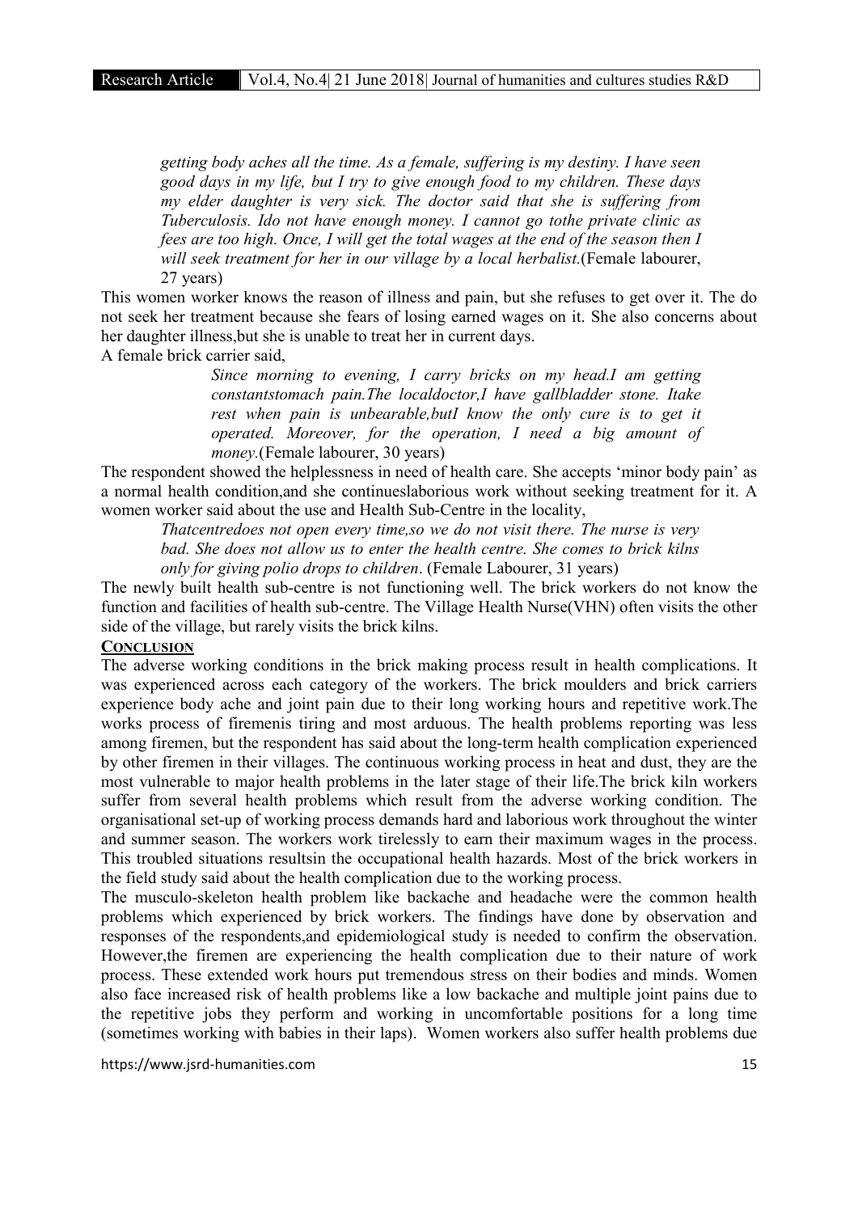*getting body aches all the time. As a female, suffering is my destiny. I have seen good days in my life, but I try to give enough food to my children. These days my elder daughter is very sick. The doctor said that she is suffering from Tuberculosis. Ido not have enough money. I cannot go tothe private clinic as fees are too high. Once, I will get the total wages at the end of the season then I will seek treatment for her in our village by a local herbalist.*(Female labourer, 27 years)

This women worker knows the reason of illness and pain, but she refuses to get over it. The do not seek her treatment because she fears of losing earned wages on it. She also concerns about her daughter illness,but she is unable to treat her in current days.

A female brick carrier said,

> *Since morning to evening, I carry bricks on my head.I am getting constantstomach pain.The localdoctor,I have gallbladder stone. Itake rest when pain is unbearable,butI know the only cure is to get it operated. Moreover, for the operation, I need a big amount of money.*(Female labourer, 30 years)

The respondent showed the helplessness in need of health care. She accepts 'minor body pain' as a normal health condition,and she continueslaborious work without seeking treatment for it. A women worker said about the use and Health Sub-Centre in the locality,

> *Thatcentredoes not open every time,so we do not visit there. The nurse is very bad. She does not allow us to enter the health centre. She comes to brick kilns only for giving polio drops to children*. (Female Labourer, 31 years)

The newly built health sub-centre is not functioning well. The brick workers do not know the function and facilities of health sub-centre. The Village Health Nurse(VHN) often visits the other side of the village, but rarely visits the brick kilns.

## CONCLUSION

The adverse working conditions in the brick making process result in health complications. It was experienced across each category of the workers. The brick moulders and brick carriers experience body ache and joint pain due to their long working hours and repetitive work.The works process of firemenis tiring and most arduous. The health problems reporting was less among firemen, but the respondent has said about the long-term health complication experienced by other firemen in their villages. The continuous working process in heat and dust, they are the most vulnerable to major health problems in the later stage of their life.The brick kiln workers suffer from several health problems which result from the adverse working condition. The organisational set-up of working process demands hard and laborious work throughout the winter and summer season. The workers work tirelessly to earn their maximum wages in the process. This troubled situations resultsin the occupational health hazards. Most of the brick workers in the field study said about the health complication due to the working process.

The musculo-skeleton health problem like backache and headache were the common health problems which experienced by brick workers. The findings have done by observation and responses of the respondents,and epidemiological study is needed to confirm the observation. However,the firemen are experiencing the health complication due to their nature of work process. These extended work hours put tremendous stress on their bodies and minds. Women also face increased risk of health problems like a low backache and multiple joint pains due to the repetitive jobs they perform and working in uncomfortable positions for a long time (sometimes working with babies in their laps). Women workers also suffer health problems due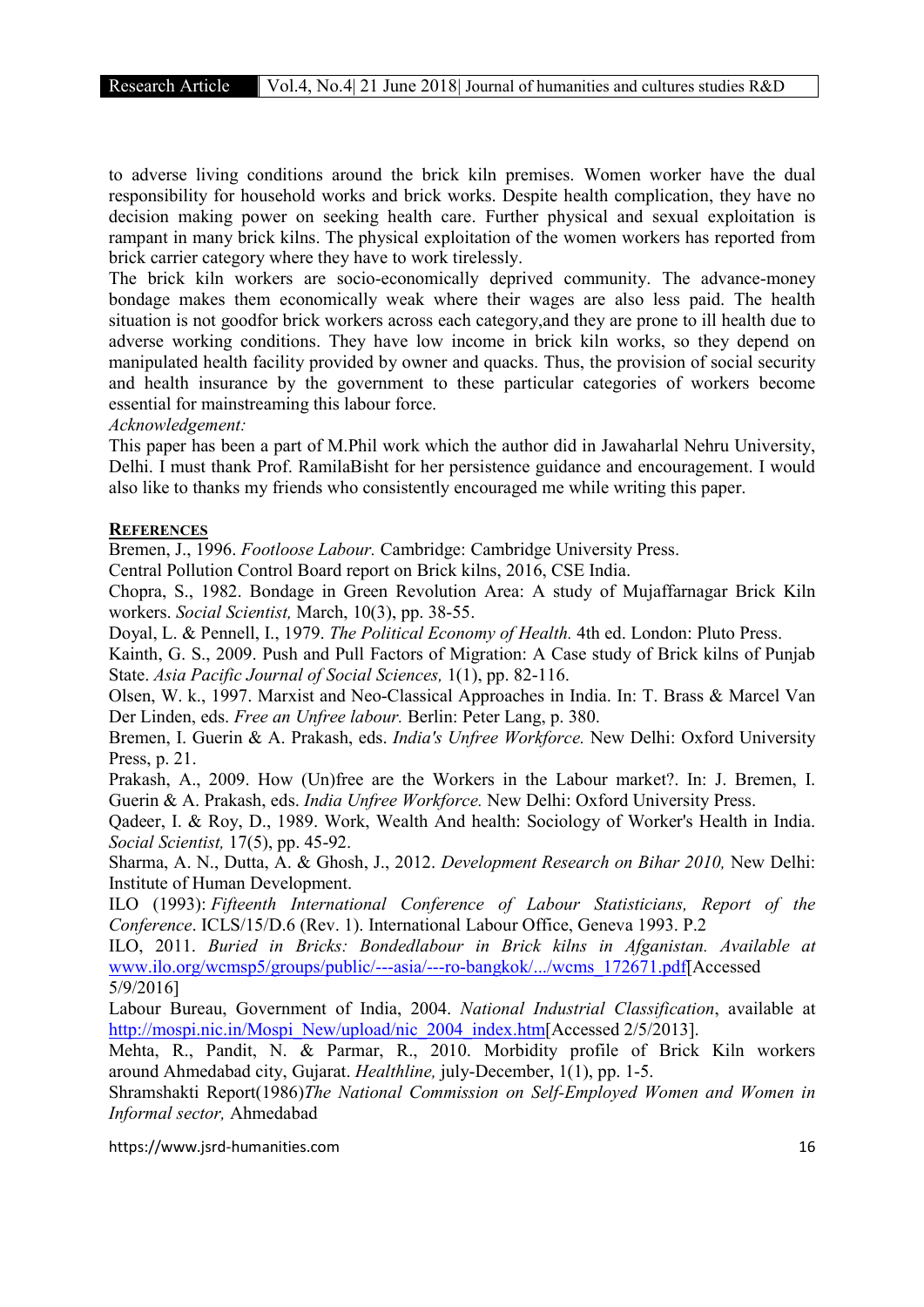to adverse living conditions around the brick kiln premises. Women worker have the dual responsibility for household works and brick works. Despite health complication, they have no decision making power on seeking health care. Further physical and sexual exploitation is rampant in many brick kilns. The physical exploitation of the women workers has reported from brick carrier category where they have to work tirelessly.

The brick kiln workers are socio-economically deprived community. The advance-money bondage makes them economically weak where their wages are also less paid. The health situation is not goodfor brick workers across each category,and they are prone to ill health due to adverse working conditions. They have low income in brick kiln works, so they depend on manipulated health facility provided by owner and quacks. Thus, the provision of social security and health insurance by the government to these particular categories of workers become essential for mainstreaming this labour force.

*Acknowledgement:*

This paper has been a part of M.Phil work which the author did in Jawaharlal Nehru University, Delhi. I must thank Prof. RamilaBisht for her persistence guidance and encouragement. I would also like to thanks my friends who consistently encouraged me while writing this paper.

## REFERENCES

Bremen, J., 1996. *Footloose Labour.* Cambridge: Cambridge University Press.

Central Pollution Control Board report on Brick kilns, 2016, CSE India.

Chopra, S., 1982. Bondage in Green Revolution Area: A study of Mujaffarnagar Brick Kiln workers. *Social Scientist,* March, 10(3), pp. 38-55.

Doyal, L. & Pennell, I., 1979. *The Political Economy of Health.* 4th ed. London: Pluto Press.

Kainth, G. S., 2009. Push and Pull Factors of Migration: A Case study of Brick kilns of Punjab State. *Asia Pacific Journal of Social Sciences,* 1(1), pp. 82-116.

Olsen, W. k., 1997. Marxist and Neo-Classical Approaches in India. In: T. Brass & Marcel Van Der Linden, eds. *Free an Unfree labour.* Berlin: Peter Lang, p. 380.

Bremen, I. Guerin & A. Prakash, eds. *India's Unfree Workforce.* New Delhi: Oxford University Press, p. 21.

Prakash, A., 2009. How (Un)free are the Workers in the Labour market?. In: J. Bremen, I. Guerin & A. Prakash, eds. *India Unfree Workforce.* New Delhi: Oxford University Press.

Qadeer, I. & Roy, D., 1989. Work, Wealth And health: Sociology of Worker's Health in India. *Social Scientist,* 17(5), pp. 45-92.

Sharma, A. N., Dutta, A. & Ghosh, J., 2012. *Development Research on Bihar 2010,* New Delhi: Institute of Human Development.

ILO (1993): *Fifteenth International Conference of Labour Statisticians, Report of the Conference*. ICLS/15/D.6 (Rev. 1). International Labour Office, Geneva 1993. P.2

ILO, 2011. *Buried in Bricks: Bondedlabour in Brick kilns in Afganistan. Available at* www.ilo.org/wcmsp5/groups/public/---asia/---ro-bangkok/.../wcms_172671.pdf[Accessed 5/9/2016]

Labour Bureau, Government of India, 2004. *National Industrial Classification*, available at http://mospi.nic.in/Mospi_New/upload/nic_2004_index.htm[Accessed 2/5/2013].

Mehta, R., Pandit, N. & Parmar, R., 2010. Morbidity profile of Brick Kiln workers around Ahmedabad city, Gujarat. *Healthline,* july-December, 1(1), pp. 1-5.

Shramshakti Report(1986)*The National Commission on Self-Employed Women and Women in Informal sector,* Ahmedabad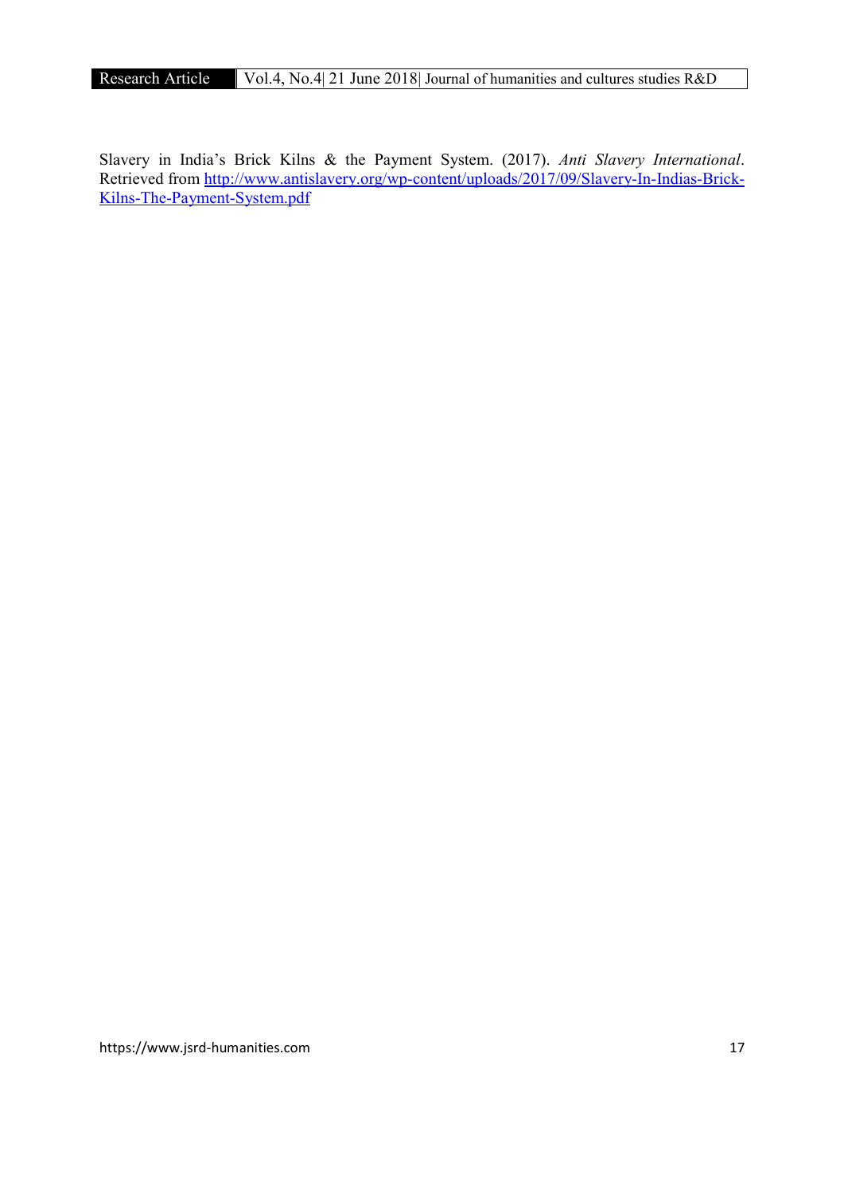Slavery in India's Brick Kilns & the Payment System. (2017). *Anti Slavery International*. Retrieved from http://www.antislavery.org/wp-content/uploads/2017/09/Slavery-In-Indias-Brick-Kilns-The-Payment-System.pdf